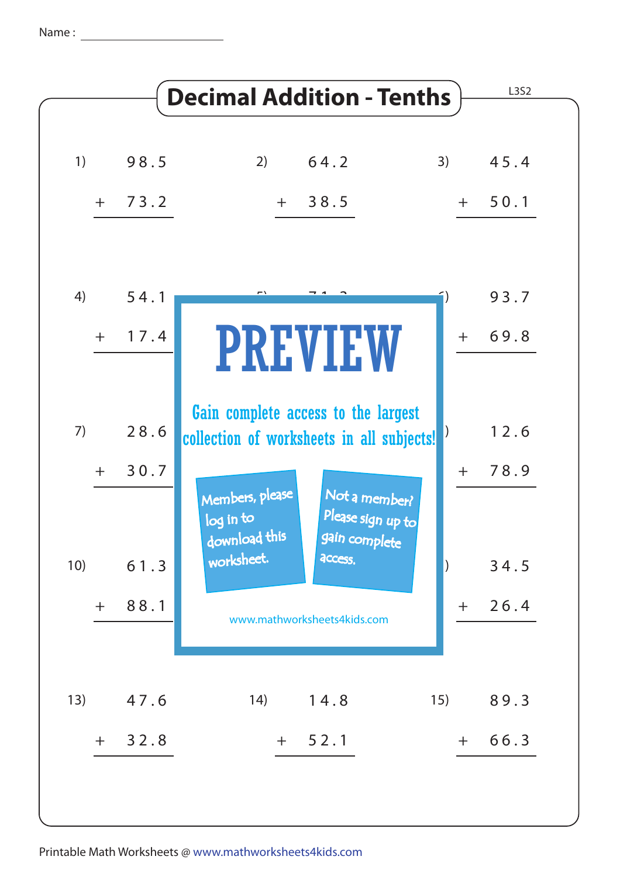Name : ____________________

# Decimal Addition - Tenths

L3S2

1) $98.5 + 73.2$

2) $64.2 + 38.5$

3) $45.4 + 50.1$

4) $54.1 + 17.4$

6) $93.7 + 69.8$

7) $28.6 + 30.7$

$12.6 + 78.9$

10) $61.3 + 88.1$

$34.5 + 26.4$

13) $47.6 + 32.8$

14) $14.8 + 52.1$

15) $89.3 + 66.3$

PREVIEW

Gain complete access to the largest collection of worksheets in all subjects!

Members, please log in to download this worksheet.

Not a member? Please sign up to gain complete access.

www.mathworksheets4kids.com

Printable Math Worksheets @ www.mathworksheets4kids.com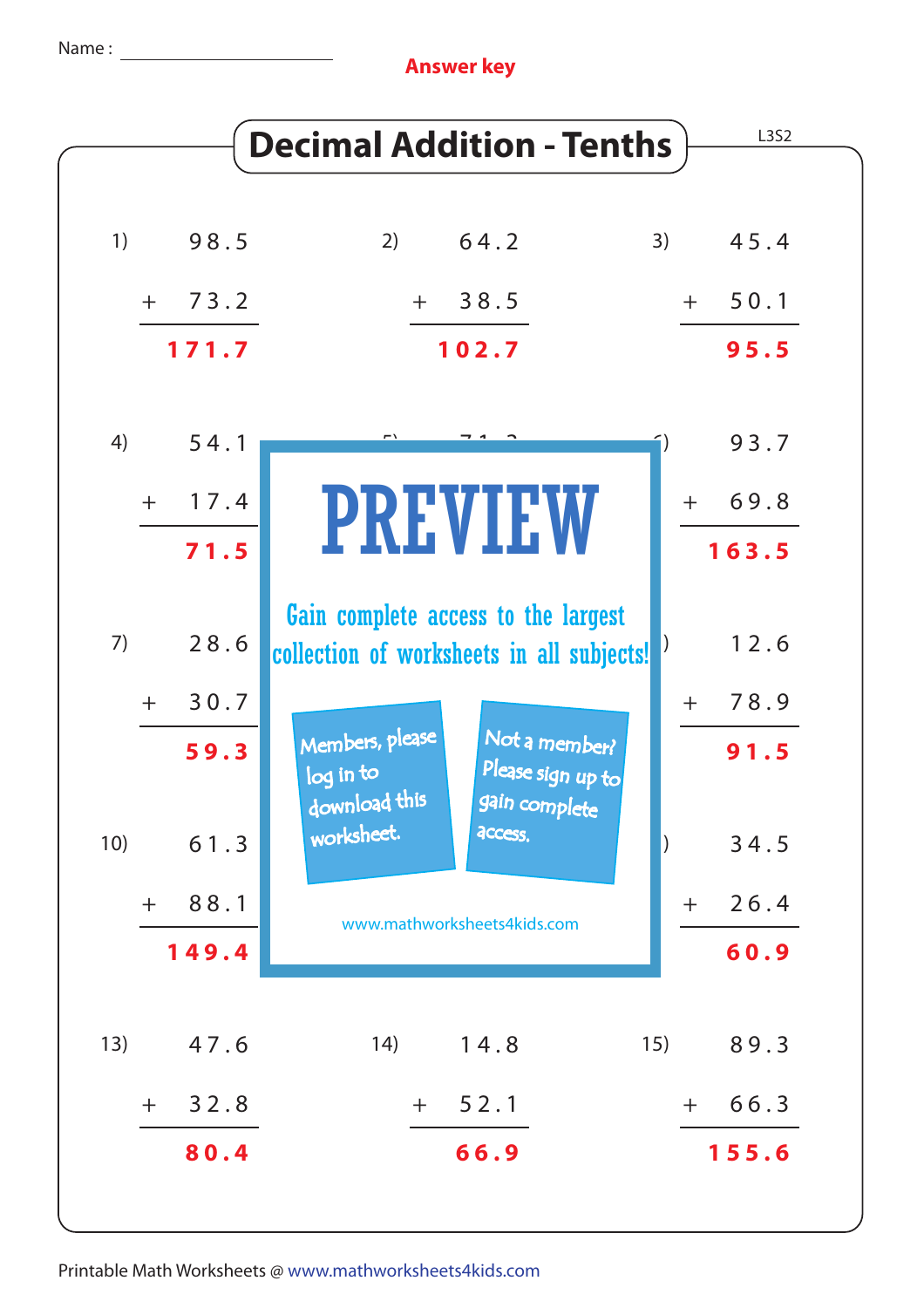Name : ____________________

**Answer key**

# Decimal Addition - Tenths

L3S2

1) $98.5 + 73.2 = $ **171.7**

2) $64.2 + 38.5 = $ **102.7**

3) $45.4 + 50.1 = $ **95.5**

4) $54.1 + 17.4 = $ **71.5**

6) $93.7 + 69.8 = $ **163.5**

7) $28.6 + 30.7 = $ **59.3**

$12.6 + 78.9 = $ **91.5**

10) $61.3 + 88.1 = $ **149.4**

$34.5 + 26.4 = $ **60.9**

13) $47.6 + 32.8 = $ **80.4**

14) $14.8 + 52.1 = $ **66.9**

15) $89.3 + 66.3 = $ **155.6**

PREVIEW

Gain complete access to the largest collection of worksheets in all subjects!

Members, please log in to download this worksheet.

Not a member? Please sign up to gain complete access.

www.mathworksheets4kids.com

Printable Math Worksheets @ www.mathworksheets4kids.com